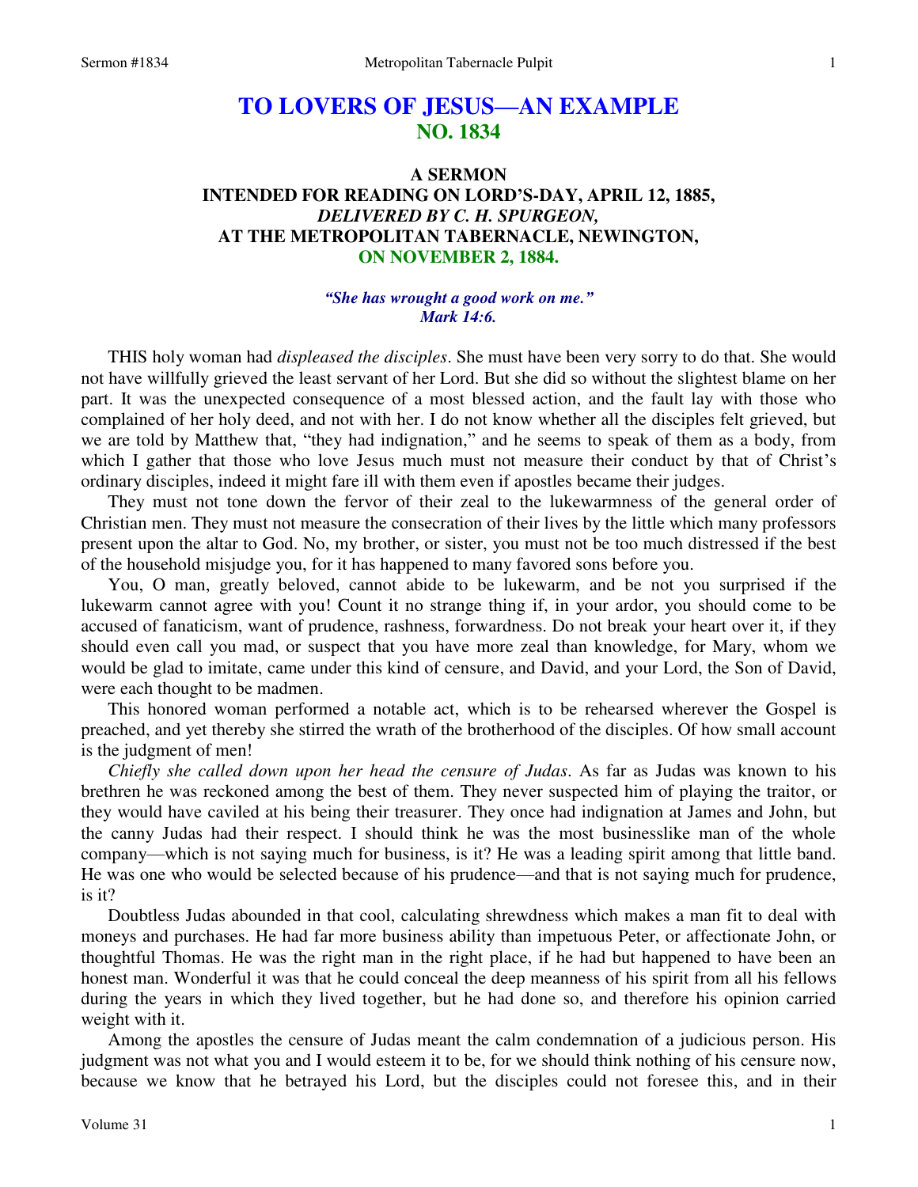# TO LOVERS OF JESUS—AN EXAMPLE
## NO. 1834

### A SERMON
### INTENDED FOR READING ON LORD'S-DAY, APRIL 12, 1885,
### *DELIVERED BY C. H. SPURGEON,*
### AT THE METROPOLITAN TABERNACLE, NEWINGTON,
### ON NOVEMBER 2, 1884.

*"She has wrought a good work on me."*
*Mark 14:6.*

THIS holy woman had *displeased the disciples*. She must have been very sorry to do that. She would not have willfully grieved the least servant of her Lord. But she did so without the slightest blame on her part. It was the unexpected consequence of a most blessed action, and the fault lay with those who complained of her holy deed, and not with her. I do not know whether all the disciples felt grieved, but we are told by Matthew that, "they had indignation," and he seems to speak of them as a body, from which I gather that those who love Jesus much must not measure their conduct by that of Christ's ordinary disciples, indeed it might fare ill with them even if apostles became their judges.

They must not tone down the fervor of their zeal to the lukewarmness of the general order of Christian men. They must not measure the consecration of their lives by the little which many professors present upon the altar to God. No, my brother, or sister, you must not be too much distressed if the best of the household misjudge you, for it has happened to many favored sons before you.

You, O man, greatly beloved, cannot abide to be lukewarm, and be not you surprised if the lukewarm cannot agree with you! Count it no strange thing if, in your ardor, you should come to be accused of fanaticism, want of prudence, rashness, forwardness. Do not break your heart over it, if they should even call you mad, or suspect that you have more zeal than knowledge, for Mary, whom we would be glad to imitate, came under this kind of censure, and David, and your Lord, the Son of David, were each thought to be madmen.

This honored woman performed a notable act, which is to be rehearsed wherever the Gospel is preached, and yet thereby she stirred the wrath of the brotherhood of the disciples. Of how small account is the judgment of men!

*Chiefly she called down upon her head the censure of Judas*. As far as Judas was known to his brethren he was reckoned among the best of them. They never suspected him of playing the traitor, or they would have caviled at his being their treasurer. They once had indignation at James and John, but the canny Judas had their respect. I should think he was the most businesslike man of the whole company—which is not saying much for business, is it? He was a leading spirit among that little band. He was one who would be selected because of his prudence—and that is not saying much for prudence, is it?

Doubtless Judas abounded in that cool, calculating shrewdness which makes a man fit to deal with moneys and purchases. He had far more business ability than impetuous Peter, or affectionate John, or thoughtful Thomas. He was the right man in the right place, if he had but happened to have been an honest man. Wonderful it was that he could conceal the deep meanness of his spirit from all his fellows during the years in which they lived together, but he had done so, and therefore his opinion carried weight with it.

Among the apostles the censure of Judas meant the calm condemnation of a judicious person. His judgment was not what you and I would esteem it to be, for we should think nothing of his censure now, because we know that he betrayed his Lord, but the disciples could not foresee this, and in their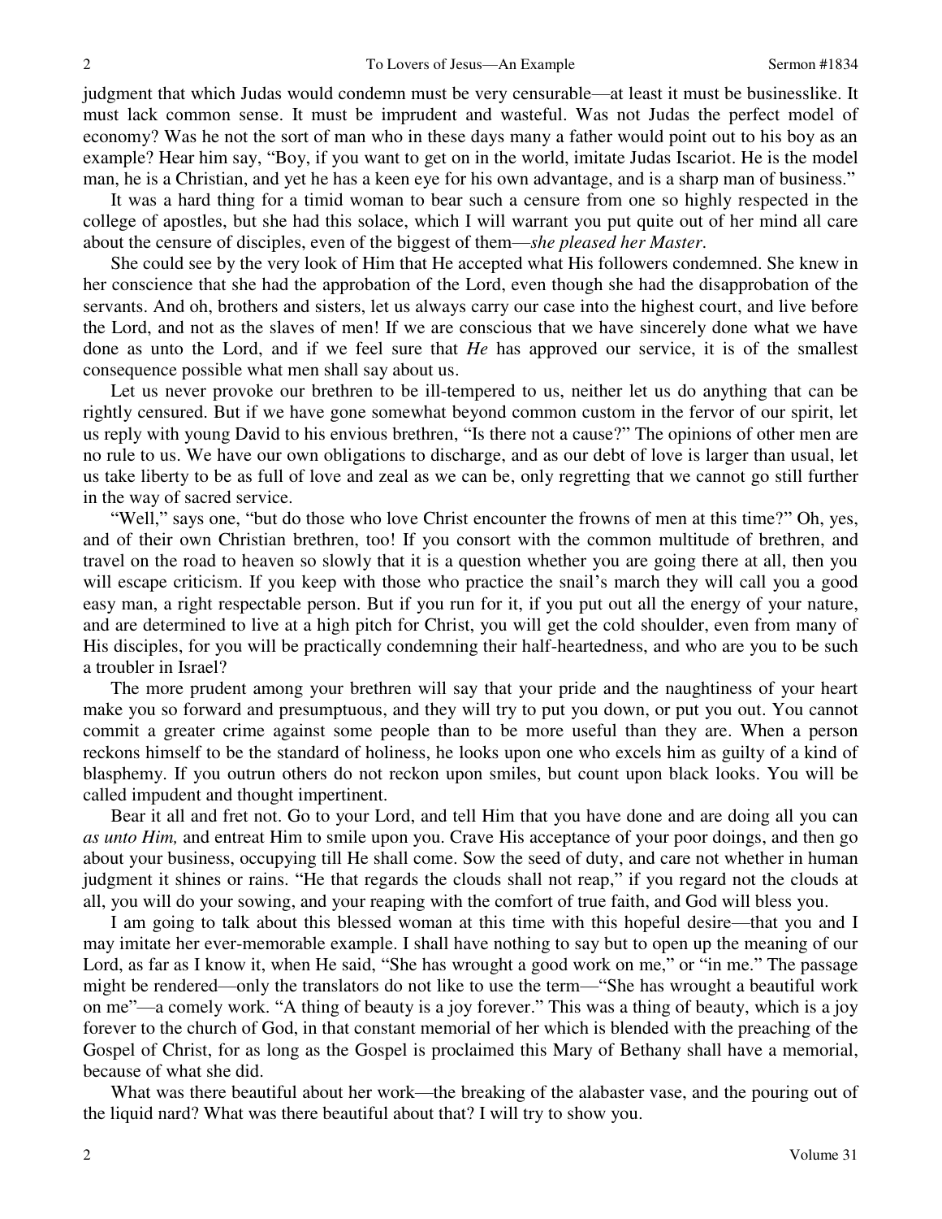judgment that which Judas would condemn must be very censurable—at least it must be businesslike. It must lack common sense. It must be imprudent and wasteful. Was not Judas the perfect model of economy? Was he not the sort of man who in these days many a father would point out to his boy as an example? Hear him say, "Boy, if you want to get on in the world, imitate Judas Iscariot. He is the model man, he is a Christian, and yet he has a keen eye for his own advantage, and is a sharp man of business."

It was a hard thing for a timid woman to bear such a censure from one so highly respected in the college of apostles, but she had this solace, which I will warrant you put quite out of her mind all care about the censure of disciples, even of the biggest of them—*she pleased her Master.*

She could see by the very look of Him that He accepted what His followers condemned. She knew in her conscience that she had the approbation of the Lord, even though she had the disapprobation of the servants. And oh, brothers and sisters, let us always carry our case into the highest court, and live before the Lord, and not as the slaves of men! If we are conscious that we have sincerely done what we have done as unto the Lord, and if we feel sure that *He* has approved our service, it is of the smallest consequence possible what men shall say about us.

Let us never provoke our brethren to be ill-tempered to us, neither let us do anything that can be rightly censured. But if we have gone somewhat beyond common custom in the fervor of our spirit, let us reply with young David to his envious brethren, "Is there not a cause?" The opinions of other men are no rule to us. We have our own obligations to discharge, and as our debt of love is larger than usual, let us take liberty to be as full of love and zeal as we can be, only regretting that we cannot go still further in the way of sacred service.

"Well," says one, "but do those who love Christ encounter the frowns of men at this time?" Oh, yes, and of their own Christian brethren, too! If you consort with the common multitude of brethren, and travel on the road to heaven so slowly that it is a question whether you are going there at all, then you will escape criticism. If you keep with those who practice the snail's march they will call you a good easy man, a right respectable person. But if you run for it, if you put out all the energy of your nature, and are determined to live at a high pitch for Christ, you will get the cold shoulder, even from many of His disciples, for you will be practically condemning their half-heartedness, and who are you to be such a troubler in Israel?

The more prudent among your brethren will say that your pride and the naughtiness of your heart make you so forward and presumptuous, and they will try to put you down, or put you out. You cannot commit a greater crime against some people than to be more useful than they are. When a person reckons himself to be the standard of holiness, he looks upon one who excels him as guilty of a kind of blasphemy. If you outrun others do not reckon upon smiles, but count upon black looks. You will be called impudent and thought impertinent.

Bear it all and fret not. Go to your Lord, and tell Him that you have done and are doing all you can *as unto Him,* and entreat Him to smile upon you. Crave His acceptance of your poor doings, and then go about your business, occupying till He shall come. Sow the seed of duty, and care not whether in human judgment it shines or rains. "He that regards the clouds shall not reap," if you regard not the clouds at all, you will do your sowing, and your reaping with the comfort of true faith, and God will bless you.

I am going to talk about this blessed woman at this time with this hopeful desire—that you and I may imitate her ever-memorable example. I shall have nothing to say but to open up the meaning of our Lord, as far as I know it, when He said, "She has wrought a good work on me," or "in me." The passage might be rendered—only the translators do not like to use the term—"She has wrought a beautiful work on me"—a comely work. "A thing of beauty is a joy forever." This was a thing of beauty, which is a joy forever to the church of God, in that constant memorial of her which is blended with the preaching of the Gospel of Christ, for as long as the Gospel is proclaimed this Mary of Bethany shall have a memorial, because of what she did.

What was there beautiful about her work—the breaking of the alabaster vase, and the pouring out of the liquid nard? What was there beautiful about that? I will try to show you.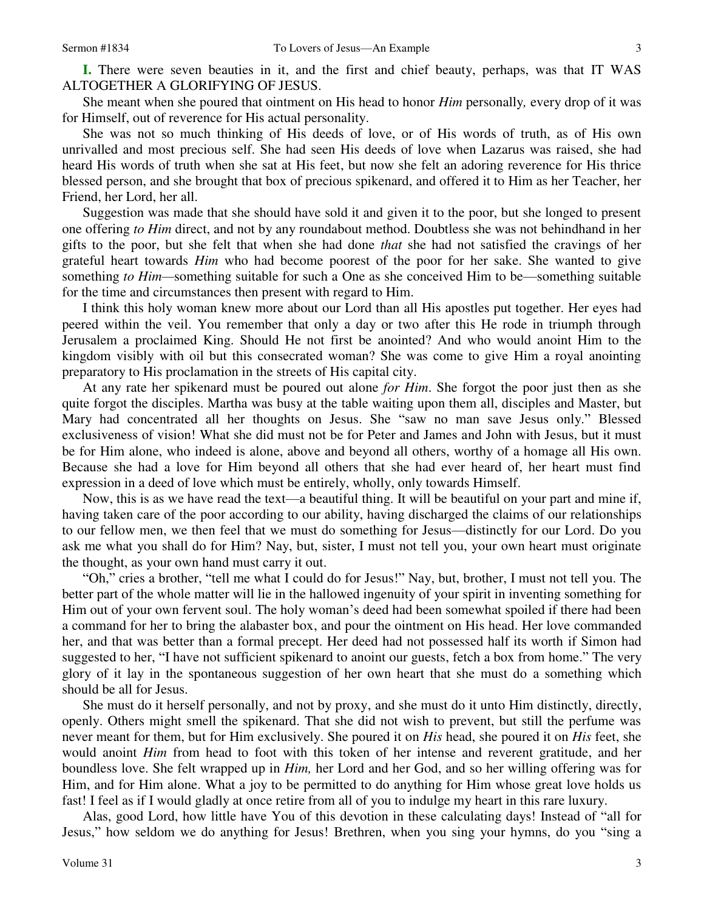**I.** There were seven beauties in it, and the first and chief beauty, perhaps, was that IT WAS ALTOGETHER A GLORIFYING OF JESUS.

She meant when she poured that ointment on His head to honor *Him* personally*,* every drop of it was for Himself, out of reverence for His actual personality.

She was not so much thinking of His deeds of love, or of His words of truth, as of His own unrivalled and most precious self. She had seen His deeds of love when Lazarus was raised, she had heard His words of truth when she sat at His feet, but now she felt an adoring reverence for His thrice blessed person, and she brought that box of precious spikenard, and offered it to Him as her Teacher, her Friend, her Lord, her all.

Suggestion was made that she should have sold it and given it to the poor, but she longed to present one offering *to Him* direct, and not by any roundabout method. Doubtless she was not behindhand in her gifts to the poor, but she felt that when she had done *that* she had not satisfied the cravings of her grateful heart towards *Him* who had become poorest of the poor for her sake. She wanted to give something *to Him*—something suitable for such a One as she conceived Him to be—something suitable for the time and circumstances then present with regard to Him.

I think this holy woman knew more about our Lord than all His apostles put together. Her eyes had peered within the veil. You remember that only a day or two after this He rode in triumph through Jerusalem a proclaimed King. Should He not first be anointed? And who would anoint Him to the kingdom visibly with oil but this consecrated woman? She was come to give Him a royal anointing preparatory to His proclamation in the streets of His capital city.

At any rate her spikenard must be poured out alone *for Him*. She forgot the poor just then as she quite forgot the disciples. Martha was busy at the table waiting upon them all, disciples and Master, but Mary had concentrated all her thoughts on Jesus. She "saw no man save Jesus only." Blessed exclusiveness of vision! What she did must not be for Peter and James and John with Jesus, but it must be for Him alone, who indeed is alone, above and beyond all others, worthy of a homage all His own. Because she had a love for Him beyond all others that she had ever heard of, her heart must find expression in a deed of love which must be entirely, wholly, only towards Himself.

Now, this is as we have read the text—a beautiful thing. It will be beautiful on your part and mine if, having taken care of the poor according to our ability, having discharged the claims of our relationships to our fellow men, we then feel that we must do something for Jesus—distinctly for our Lord. Do you ask me what you shall do for Him? Nay, but, sister, I must not tell you, your own heart must originate the thought, as your own hand must carry it out.

"Oh," cries a brother, "tell me what I could do for Jesus!" Nay, but, brother, I must not tell you. The better part of the whole matter will lie in the hallowed ingenuity of your spirit in inventing something for Him out of your own fervent soul. The holy woman's deed had been somewhat spoiled if there had been a command for her to bring the alabaster box, and pour the ointment on His head. Her love commanded her, and that was better than a formal precept. Her deed had not possessed half its worth if Simon had suggested to her, "I have not sufficient spikenard to anoint our guests, fetch a box from home." The very glory of it lay in the spontaneous suggestion of her own heart that she must do a something which should be all for Jesus.

She must do it herself personally, and not by proxy, and she must do it unto Him distinctly, directly, openly. Others might smell the spikenard. That she did not wish to prevent, but still the perfume was never meant for them, but for Him exclusively. She poured it on *His* head, she poured it on *His* feet, she would anoint *Him* from head to foot with this token of her intense and reverent gratitude, and her boundless love. She felt wrapped up in *Him,* her Lord and her God, and so her willing offering was for Him, and for Him alone. What a joy to be permitted to do anything for Him whose great love holds us fast! I feel as if I would gladly at once retire from all of you to indulge my heart in this rare luxury.

Alas, good Lord, how little have You of this devotion in these calculating days! Instead of "all for Jesus," how seldom we do anything for Jesus! Brethren, when you sing your hymns, do you "sing a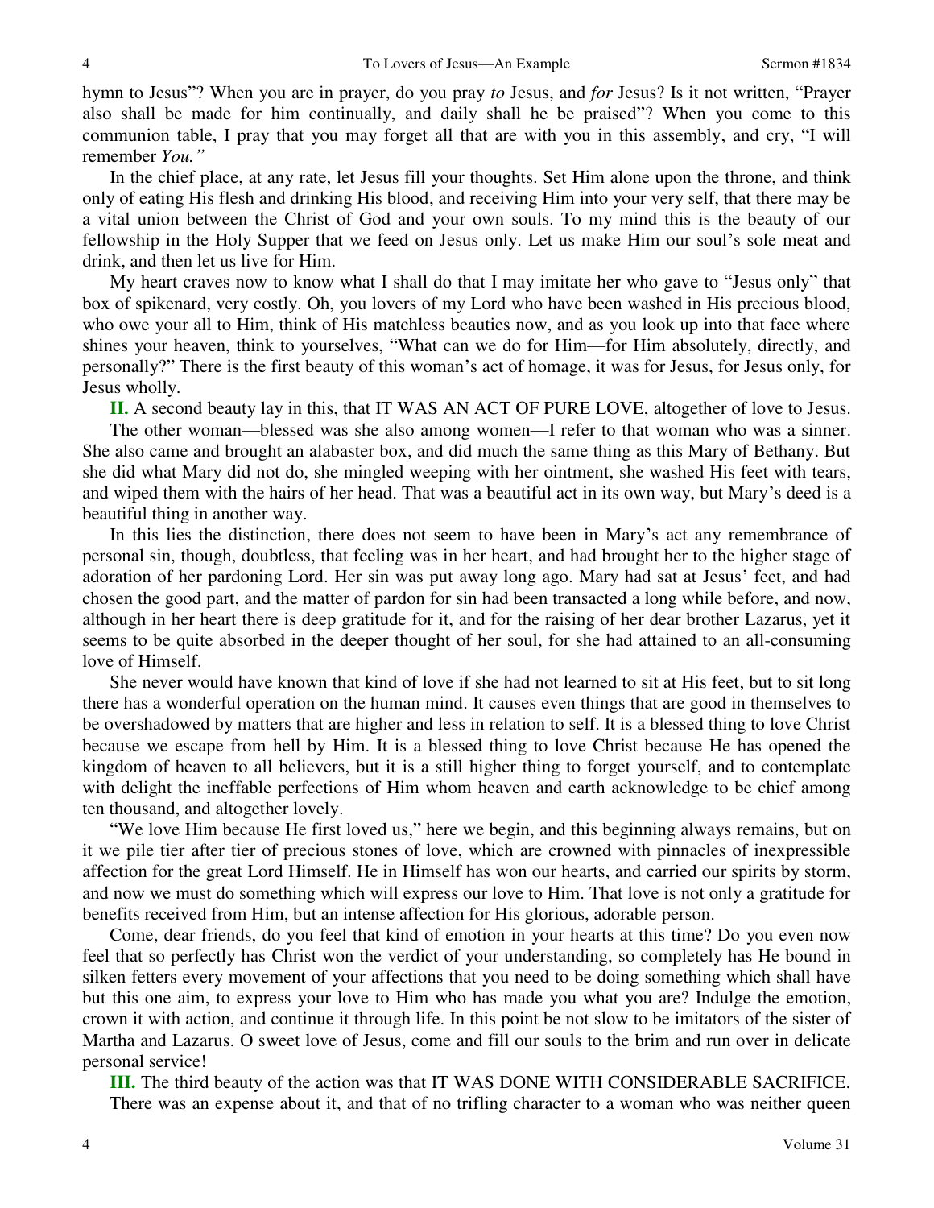hymn to Jesus"? When you are in prayer, do you pray *to* Jesus, and *for* Jesus? Is it not written, "Prayer also shall be made for him continually, and daily shall he be praised"? When you come to this communion table, I pray that you may forget all that are with you in this assembly, and cry, "I will remember *You."*

In the chief place, at any rate, let Jesus fill your thoughts. Set Him alone upon the throne, and think only of eating His flesh and drinking His blood, and receiving Him into your very self, that there may be a vital union between the Christ of God and your own souls. To my mind this is the beauty of our fellowship in the Holy Supper that we feed on Jesus only. Let us make Him our soul's sole meat and drink, and then let us live for Him.

My heart craves now to know what I shall do that I may imitate her who gave to "Jesus only" that box of spikenard, very costly. Oh, you lovers of my Lord who have been washed in His precious blood, who owe your all to Him, think of His matchless beauties now, and as you look up into that face where shines your heaven, think to yourselves, "What can we do for Him—for Him absolutely, directly, and personally?" There is the first beauty of this woman's act of homage, it was for Jesus, for Jesus only, for Jesus wholly.

**II.** A second beauty lay in this, that IT WAS AN ACT OF PURE LOVE, altogether of love to Jesus.

The other woman—blessed was she also among women—I refer to that woman who was a sinner. She also came and brought an alabaster box, and did much the same thing as this Mary of Bethany. But she did what Mary did not do, she mingled weeping with her ointment, she washed His feet with tears, and wiped them with the hairs of her head. That was a beautiful act in its own way, but Mary's deed is a beautiful thing in another way.

In this lies the distinction, there does not seem to have been in Mary's act any remembrance of personal sin, though, doubtless, that feeling was in her heart, and had brought her to the higher stage of adoration of her pardoning Lord. Her sin was put away long ago. Mary had sat at Jesus' feet, and had chosen the good part, and the matter of pardon for sin had been transacted a long while before, and now, although in her heart there is deep gratitude for it, and for the raising of her dear brother Lazarus, yet it seems to be quite absorbed in the deeper thought of her soul, for she had attained to an all-consuming love of Himself.

She never would have known that kind of love if she had not learned to sit at His feet, but to sit long there has a wonderful operation on the human mind. It causes even things that are good in themselves to be overshadowed by matters that are higher and less in relation to self. It is a blessed thing to love Christ because we escape from hell by Him. It is a blessed thing to love Christ because He has opened the kingdom of heaven to all believers, but it is a still higher thing to forget yourself, and to contemplate with delight the ineffable perfections of Him whom heaven and earth acknowledge to be chief among ten thousand, and altogether lovely.

"We love Him because He first loved us," here we begin, and this beginning always remains, but on it we pile tier after tier of precious stones of love, which are crowned with pinnacles of inexpressible affection for the great Lord Himself. He in Himself has won our hearts, and carried our spirits by storm, and now we must do something which will express our love to Him. That love is not only a gratitude for benefits received from Him, but an intense affection for His glorious, adorable person.

Come, dear friends, do you feel that kind of emotion in your hearts at this time? Do you even now feel that so perfectly has Christ won the verdict of your understanding, so completely has He bound in silken fetters every movement of your affections that you need to be doing something which shall have but this one aim, to express your love to Him who has made you what you are? Indulge the emotion, crown it with action, and continue it through life. In this point be not slow to be imitators of the sister of Martha and Lazarus. O sweet love of Jesus, come and fill our souls to the brim and run over in delicate personal service!

**III.** The third beauty of the action was that IT WAS DONE WITH CONSIDERABLE SACRIFICE.

There was an expense about it, and that of no trifling character to a woman who was neither queen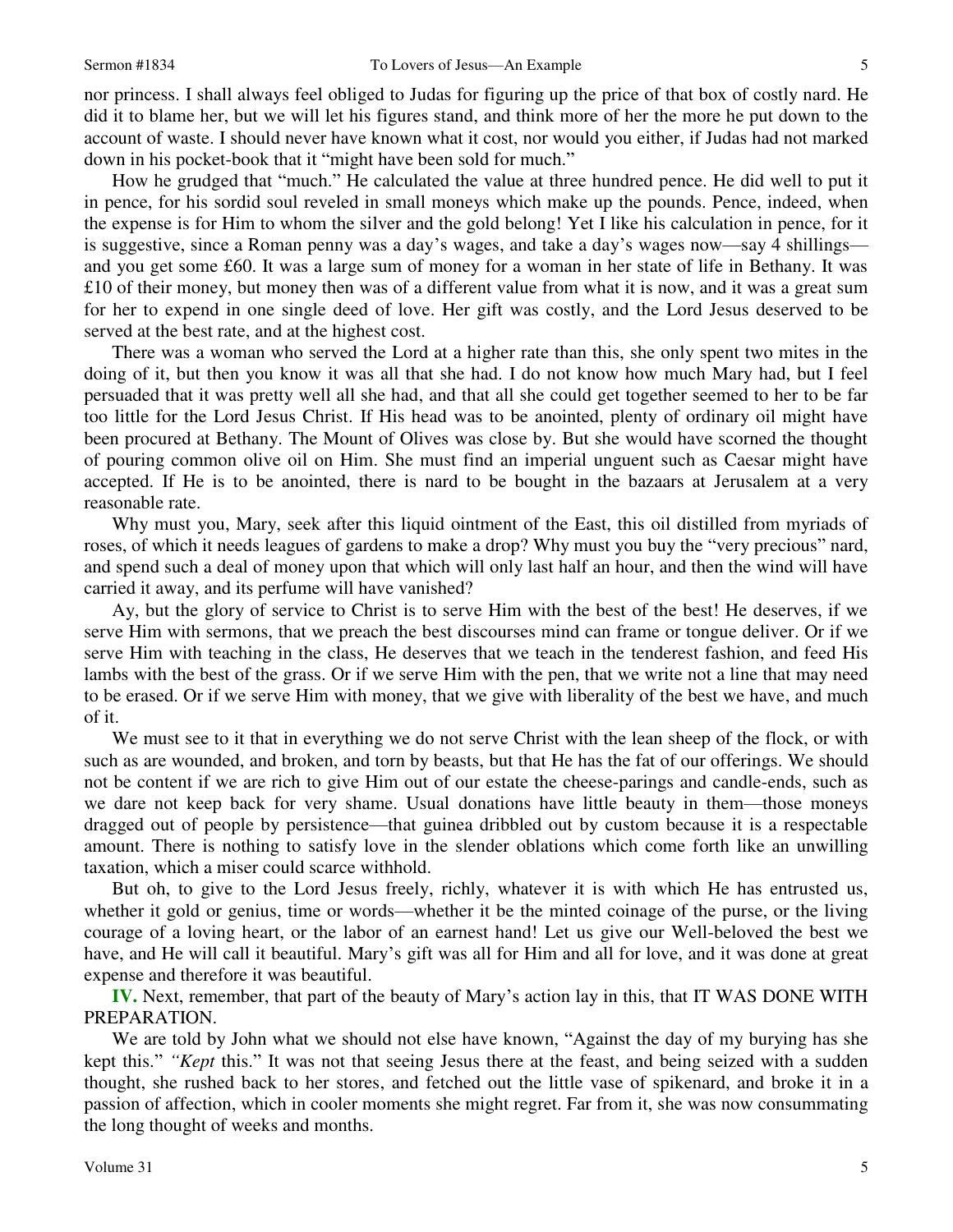nor princess. I shall always feel obliged to Judas for figuring up the price of that box of costly nard. He did it to blame her, but we will let his figures stand, and think more of her the more he put down to the account of waste. I should never have known what it cost, nor would you either, if Judas had not marked down in his pocket-book that it "might have been sold for much."

How he grudged that "much." He calculated the value at three hundred pence. He did well to put it in pence, for his sordid soul reveled in small moneys which make up the pounds. Pence, indeed, when the expense is for Him to whom the silver and the gold belong! Yet I like his calculation in pence, for it is suggestive, since a Roman penny was a day's wages, and take a day's wages now—say 4 shillings—and you get some £60. It was a large sum of money for a woman in her state of life in Bethany. It was £10 of their money, but money then was of a different value from what it is now, and it was a great sum for her to expend in one single deed of love. Her gift was costly, and the Lord Jesus deserved to be served at the best rate, and at the highest cost.

There was a woman who served the Lord at a higher rate than this, she only spent two mites in the doing of it, but then you know it was all that she had. I do not know how much Mary had, but I feel persuaded that it was pretty well all she had, and that all she could get together seemed to her to be far too little for the Lord Jesus Christ. If His head was to be anointed, plenty of ordinary oil might have been procured at Bethany. The Mount of Olives was close by. But she would have scorned the thought of pouring common olive oil on Him. She must find an imperial unguent such as Caesar might have accepted. If He is to be anointed, there is nard to be bought in the bazaars at Jerusalem at a very reasonable rate.

Why must you, Mary, seek after this liquid ointment of the East, this oil distilled from myriads of roses, of which it needs leagues of gardens to make a drop? Why must you buy the "very precious" nard, and spend such a deal of money upon that which will only last half an hour, and then the wind will have carried it away, and its perfume will have vanished?

Ay, but the glory of service to Christ is to serve Him with the best of the best! He deserves, if we serve Him with sermons, that we preach the best discourses mind can frame or tongue deliver. Or if we serve Him with teaching in the class, He deserves that we teach in the tenderest fashion, and feed His lambs with the best of the grass. Or if we serve Him with the pen, that we write not a line that may need to be erased. Or if we serve Him with money, that we give with liberality of the best we have, and much of it.

We must see to it that in everything we do not serve Christ with the lean sheep of the flock, or with such as are wounded, and broken, and torn by beasts, but that He has the fat of our offerings. We should not be content if we are rich to give Him out of our estate the cheese-parings and candle-ends, such as we dare not keep back for very shame. Usual donations have little beauty in them—those moneys dragged out of people by persistence—that guinea dribbled out by custom because it is a respectable amount. There is nothing to satisfy love in the slender oblations which come forth like an unwilling taxation, which a miser could scarce withhold.

But oh, to give to the Lord Jesus freely, richly, whatever it is with which He has entrusted us, whether it gold or genius, time or words—whether it be the minted coinage of the purse, or the living courage of a loving heart, or the labor of an earnest hand! Let us give our Well-beloved the best we have, and He will call it beautiful. Mary's gift was all for Him and all for love, and it was done at great expense and therefore it was beautiful.

**IV.** Next, remember, that part of the beauty of Mary's action lay in this, that IT WAS DONE WITH PREPARATION.

We are told by John what we should not else have known, "Against the day of my burying has she kept this." *"Kept* this." It was not that seeing Jesus there at the feast, and being seized with a sudden thought, she rushed back to her stores, and fetched out the little vase of spikenard, and broke it in a passion of affection, which in cooler moments she might regret. Far from it, she was now consummating the long thought of weeks and months.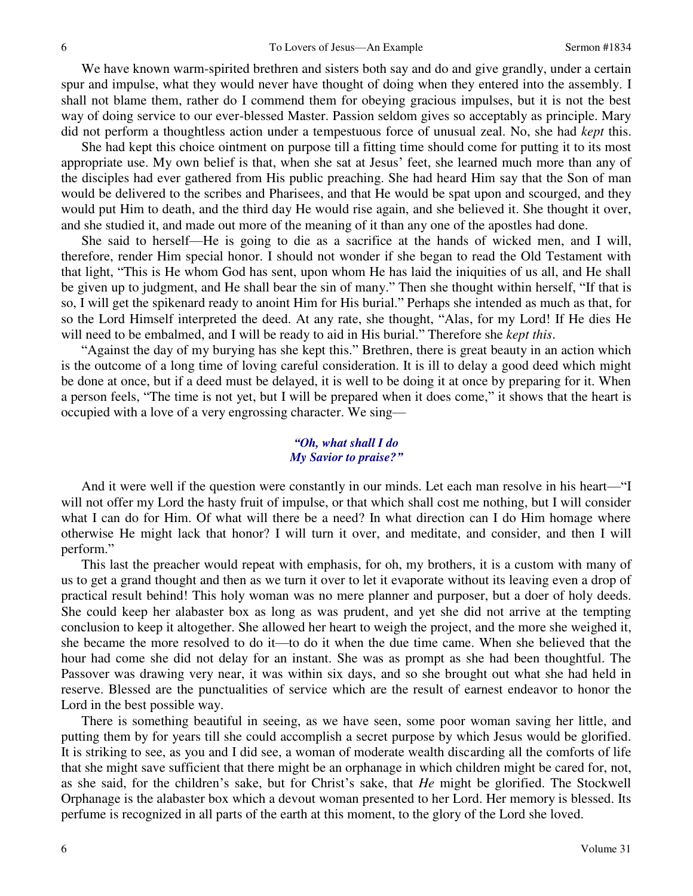We have known warm-spirited brethren and sisters both say and do and give grandly, under a certain spur and impulse, what they would never have thought of doing when they entered into the assembly. I shall not blame them, rather do I commend them for obeying gracious impulses, but it is not the best way of doing service to our ever-blessed Master. Passion seldom gives so acceptably as principle. Mary did not perform a thoughtless action under a tempestuous force of unusual zeal. No, she had *kept* this.

She had kept this choice ointment on purpose till a fitting time should come for putting it to its most appropriate use. My own belief is that, when she sat at Jesus' feet, she learned much more than any of the disciples had ever gathered from His public preaching. She had heard Him say that the Son of man would be delivered to the scribes and Pharisees, and that He would be spat upon and scourged, and they would put Him to death, and the third day He would rise again, and she believed it. She thought it over, and she studied it, and made out more of the meaning of it than any one of the apostles had done.

She said to herself—He is going to die as a sacrifice at the hands of wicked men, and I will, therefore, render Him special honor. I should not wonder if she began to read the Old Testament with that light, "This is He whom God has sent, upon whom He has laid the iniquities of us all, and He shall be given up to judgment, and He shall bear the sin of many." Then she thought within herself, "If that is so, I will get the spikenard ready to anoint Him for His burial." Perhaps she intended as much as that, for so the Lord Himself interpreted the deed. At any rate, she thought, "Alas, for my Lord! If He dies He will need to be embalmed, and I will be ready to aid in His burial." Therefore she *kept this*.

"Against the day of my burying has she kept this." Brethren, there is great beauty in an action which is the outcome of a long time of loving careful consideration. It is ill to delay a good deed which might be done at once, but if a deed must be delayed, it is well to be doing it at once by preparing for it. When a person feels, "The time is not yet, but I will be prepared when it does come," it shows that the heart is occupied with a love of a very engrossing character. We sing—

> ***"Oh, what shall I do***
> ***My Savior to praise?"***

And it were well if the question were constantly in our minds. Let each man resolve in his heart—"I will not offer my Lord the hasty fruit of impulse, or that which shall cost me nothing, but I will consider what I can do for Him. Of what will there be a need? In what direction can I do Him homage where otherwise He might lack that honor? I will turn it over, and meditate, and consider, and then I will perform."

This last the preacher would repeat with emphasis, for oh, my brothers, it is a custom with many of us to get a grand thought and then as we turn it over to let it evaporate without its leaving even a drop of practical result behind! This holy woman was no mere planner and purposer, but a doer of holy deeds. She could keep her alabaster box as long as was prudent, and yet she did not arrive at the tempting conclusion to keep it altogether. She allowed her heart to weigh the project, and the more she weighed it, she became the more resolved to do it—to do it when the due time came. When she believed that the hour had come she did not delay for an instant. She was as prompt as she had been thoughtful. The Passover was drawing very near, it was within six days, and so she brought out what she had held in reserve. Blessed are the punctualities of service which are the result of earnest endeavor to honor the Lord in the best possible way.

There is something beautiful in seeing, as we have seen, some poor woman saving her little, and putting them by for years till she could accomplish a secret purpose by which Jesus would be glorified. It is striking to see, as you and I did see, a woman of moderate wealth discarding all the comforts of life that she might save sufficient that there might be an orphanage in which children might be cared for, not, as she said, for the children's sake, but for Christ's sake, that *He* might be glorified. The Stockwell Orphanage is the alabaster box which a devout woman presented to her Lord. Her memory is blessed. Its perfume is recognized in all parts of the earth at this moment, to the glory of the Lord she loved.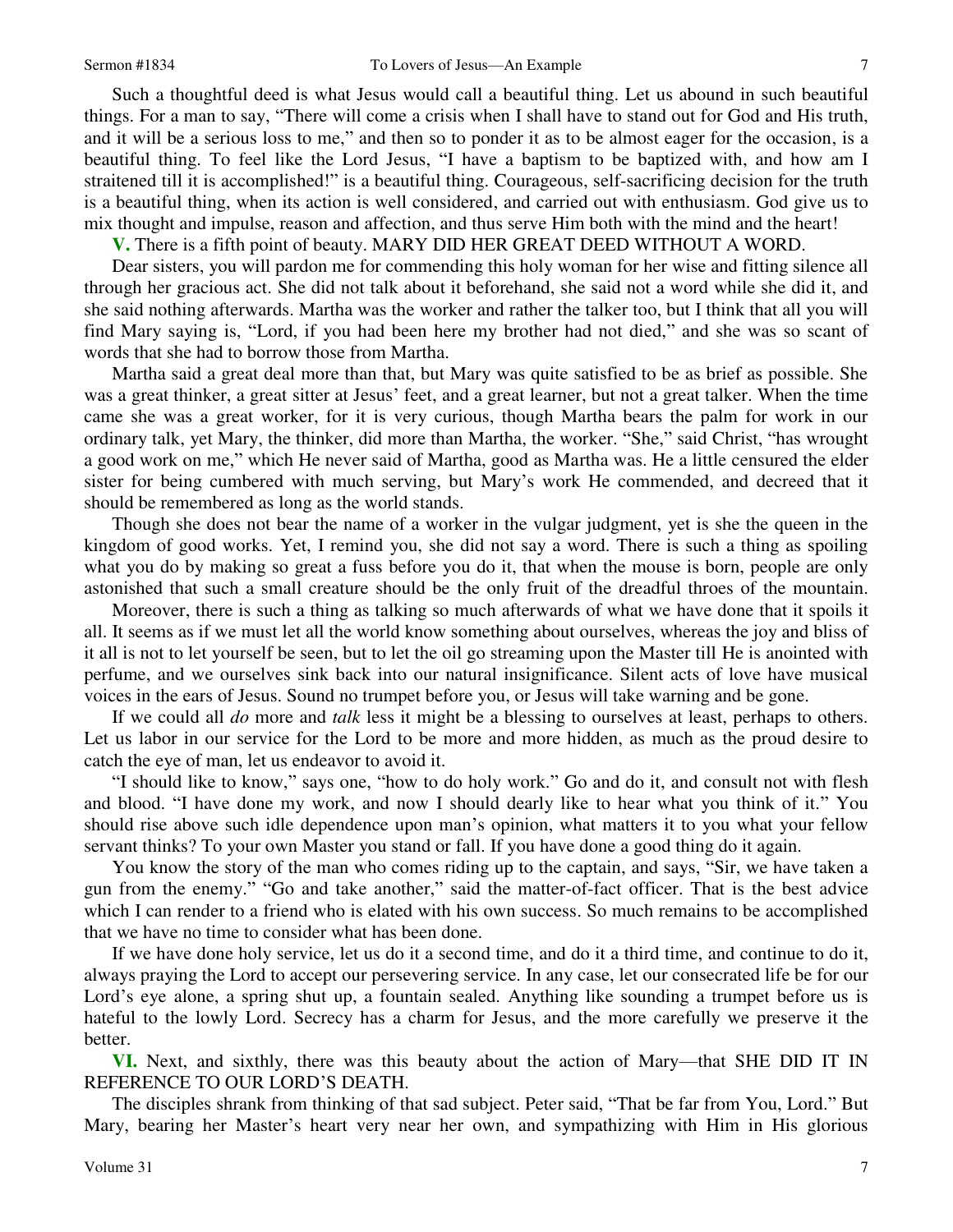Such a thoughtful deed is what Jesus would call a beautiful thing. Let us abound in such beautiful things. For a man to say, "There will come a crisis when I shall have to stand out for God and His truth, and it will be a serious loss to me," and then so to ponder it as to be almost eager for the occasion, is a beautiful thing. To feel like the Lord Jesus, "I have a baptism to be baptized with, and how am I straitened till it is accomplished!" is a beautiful thing. Courageous, self-sacrificing decision for the truth is a beautiful thing, when its action is well considered, and carried out with enthusiasm. God give us to mix thought and impulse, reason and affection, and thus serve Him both with the mind and the heart!

**V.** There is a fifth point of beauty. MARY DID HER GREAT DEED WITHOUT A WORD.

Dear sisters, you will pardon me for commending this holy woman for her wise and fitting silence all through her gracious act. She did not talk about it beforehand, she said not a word while she did it, and she said nothing afterwards. Martha was the worker and rather the talker too, but I think that all you will find Mary saying is, "Lord, if you had been here my brother had not died," and she was so scant of words that she had to borrow those from Martha.

Martha said a great deal more than that, but Mary was quite satisfied to be as brief as possible. She was a great thinker, a great sitter at Jesus' feet, and a great learner, but not a great talker. When the time came she was a great worker, for it is very curious, though Martha bears the palm for work in our ordinary talk, yet Mary, the thinker, did more than Martha, the worker. "She," said Christ, "has wrought a good work on me," which He never said of Martha, good as Martha was. He a little censured the elder sister for being cumbered with much serving, but Mary's work He commended, and decreed that it should be remembered as long as the world stands.

Though she does not bear the name of a worker in the vulgar judgment, yet is she the queen in the kingdom of good works. Yet, I remind you, she did not say a word. There is such a thing as spoiling what you do by making so great a fuss before you do it, that when the mouse is born, people are only astonished that such a small creature should be the only fruit of the dreadful throes of the mountain.

Moreover, there is such a thing as talking so much afterwards of what we have done that it spoils it all. It seems as if we must let all the world know something about ourselves, whereas the joy and bliss of it all is not to let yourself be seen, but to let the oil go streaming upon the Master till He is anointed with perfume, and we ourselves sink back into our natural insignificance. Silent acts of love have musical voices in the ears of Jesus. Sound no trumpet before you, or Jesus will take warning and be gone.

If we could all *do* more and *talk* less it might be a blessing to ourselves at least, perhaps to others. Let us labor in our service for the Lord to be more and more hidden, as much as the proud desire to catch the eye of man, let us endeavor to avoid it.

"I should like to know," says one, "how to do holy work." Go and do it, and consult not with flesh and blood. "I have done my work, and now I should dearly like to hear what you think of it." You should rise above such idle dependence upon man's opinion, what matters it to you what your fellow servant thinks? To your own Master you stand or fall. If you have done a good thing do it again.

You know the story of the man who comes riding up to the captain, and says, "Sir, we have taken a gun from the enemy." "Go and take another," said the matter-of-fact officer. That is the best advice which I can render to a friend who is elated with his own success. So much remains to be accomplished that we have no time to consider what has been done.

If we have done holy service, let us do it a second time, and do it a third time, and continue to do it, always praying the Lord to accept our persevering service. In any case, let our consecrated life be for our Lord's eye alone, a spring shut up, a fountain sealed. Anything like sounding a trumpet before us is hateful to the lowly Lord. Secrecy has a charm for Jesus, and the more carefully we preserve it the better.

**VI.** Next, and sixthly, there was this beauty about the action of Mary—that SHE DID IT IN REFERENCE TO OUR LORD'S DEATH.

The disciples shrank from thinking of that sad subject. Peter said, "That be far from You, Lord." But Mary, bearing her Master's heart very near her own, and sympathizing with Him in His glorious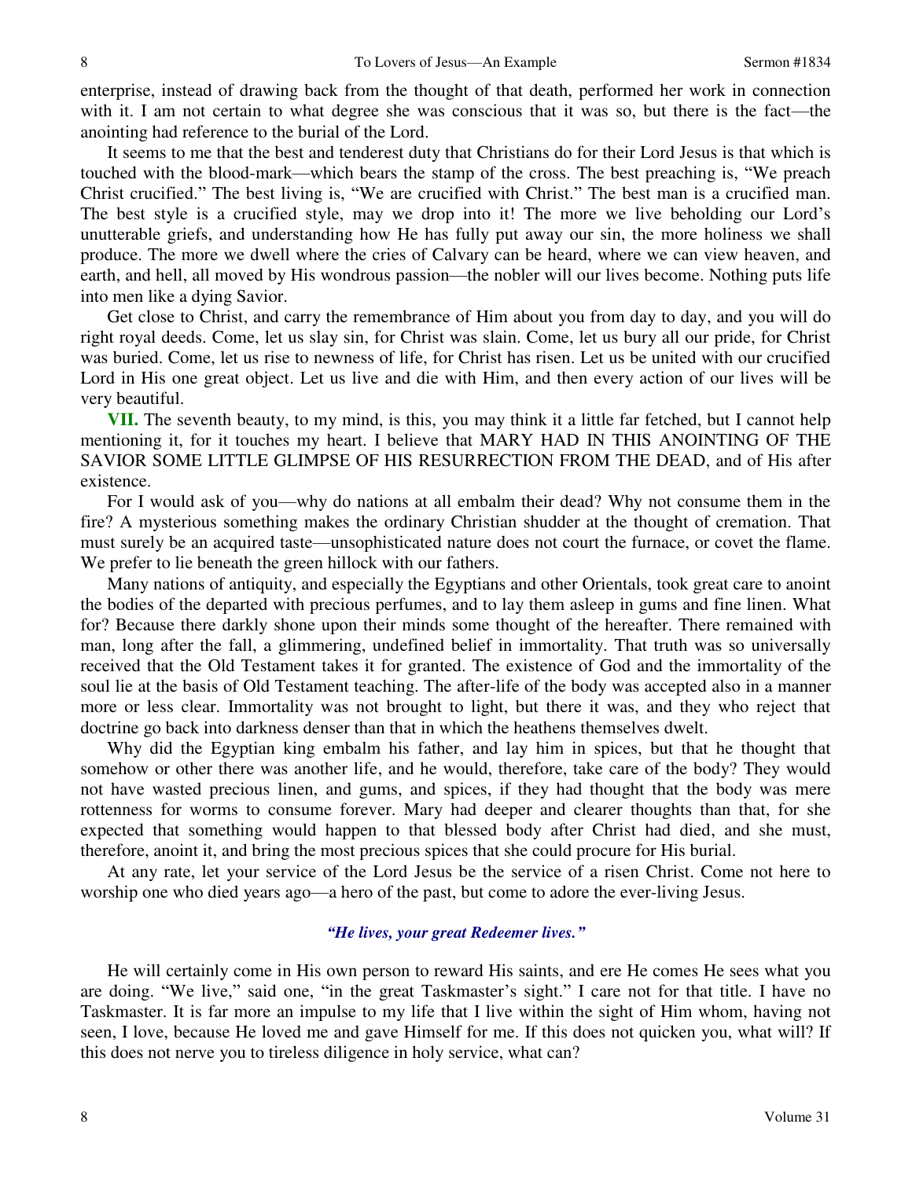enterprise, instead of drawing back from the thought of that death, performed her work in connection with it. I am not certain to what degree she was conscious that it was so, but there is the fact—the anointing had reference to the burial of the Lord.

It seems to me that the best and tenderest duty that Christians do for their Lord Jesus is that which is touched with the blood-mark—which bears the stamp of the cross. The best preaching is, "We preach Christ crucified." The best living is, "We are crucified with Christ." The best man is a crucified man. The best style is a crucified style, may we drop into it! The more we live beholding our Lord's unutterable griefs, and understanding how He has fully put away our sin, the more holiness we shall produce. The more we dwell where the cries of Calvary can be heard, where we can view heaven, and earth, and hell, all moved by His wondrous passion—the nobler will our lives become. Nothing puts life into men like a dying Savior.

Get close to Christ, and carry the remembrance of Him about you from day to day, and you will do right royal deeds. Come, let us slay sin, for Christ was slain. Come, let us bury all our pride, for Christ was buried. Come, let us rise to newness of life, for Christ has risen. Let us be united with our crucified Lord in His one great object. Let us live and die with Him, and then every action of our lives will be very beautiful.

**VII.** The seventh beauty, to my mind, is this, you may think it a little far fetched, but I cannot help mentioning it, for it touches my heart. I believe that MARY HAD IN THIS ANOINTING OF THE SAVIOR SOME LITTLE GLIMPSE OF HIS RESURRECTION FROM THE DEAD, and of His after existence.

For I would ask of you—why do nations at all embalm their dead? Why not consume them in the fire? A mysterious something makes the ordinary Christian shudder at the thought of cremation. That must surely be an acquired taste—unsophisticated nature does not court the furnace, or covet the flame. We prefer to lie beneath the green hillock with our fathers.

Many nations of antiquity, and especially the Egyptians and other Orientals, took great care to anoint the bodies of the departed with precious perfumes, and to lay them asleep in gums and fine linen. What for? Because there darkly shone upon their minds some thought of the hereafter. There remained with man, long after the fall, a glimmering, undefined belief in immortality. That truth was so universally received that the Old Testament takes it for granted. The existence of God and the immortality of the soul lie at the basis of Old Testament teaching. The after-life of the body was accepted also in a manner more or less clear. Immortality was not brought to light, but there it was, and they who reject that doctrine go back into darkness denser than that in which the heathens themselves dwelt.

Why did the Egyptian king embalm his father, and lay him in spices, but that he thought that somehow or other there was another life, and he would, therefore, take care of the body? They would not have wasted precious linen, and gums, and spices, if they had thought that the body was mere rottenness for worms to consume forever. Mary had deeper and clearer thoughts than that, for she expected that something would happen to that blessed body after Christ had died, and she must, therefore, anoint it, and bring the most precious spices that she could procure for His burial.

At any rate, let your service of the Lord Jesus be the service of a risen Christ. Come not here to worship one who died years ago—a hero of the past, but come to adore the ever-living Jesus.

*"He lives, your great Redeemer lives."*

He will certainly come in His own person to reward His saints, and ere He comes He sees what you are doing. "We live," said one, "in the great Taskmaster's sight." I care not for that title. I have no Taskmaster. It is far more an impulse to my life that I live within the sight of Him whom, having not seen, I love, because He loved me and gave Himself for me. If this does not quicken you, what will? If this does not nerve you to tireless diligence in holy service, what can?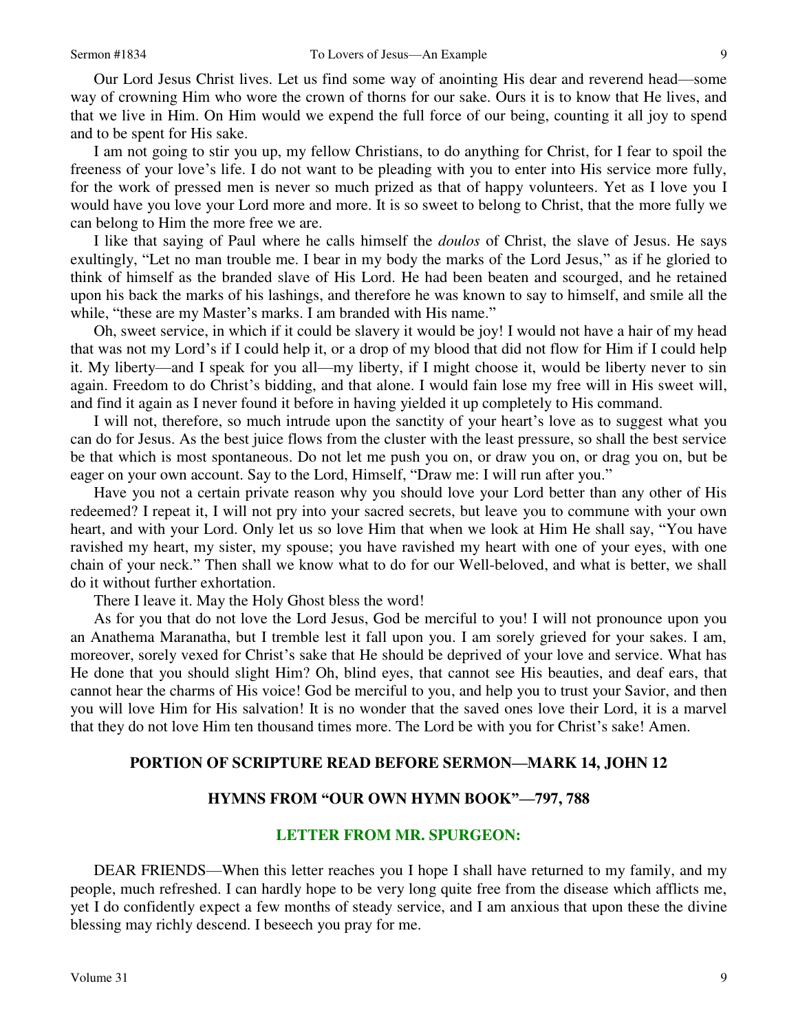Our Lord Jesus Christ lives. Let us find some way of anointing His dear and reverend head—some way of crowning Him who wore the crown of thorns for our sake. Ours it is to know that He lives, and that we live in Him. On Him would we expend the full force of our being, counting it all joy to spend and to be spent for His sake.

I am not going to stir you up, my fellow Christians, to do anything for Christ, for I fear to spoil the freeness of your love's life. I do not want to be pleading with you to enter into His service more fully, for the work of pressed men is never so much prized as that of happy volunteers. Yet as I love you I would have you love your Lord more and more. It is so sweet to belong to Christ, that the more fully we can belong to Him the more free we are.

I like that saying of Paul where he calls himself the *doulos* of Christ, the slave of Jesus. He says exultingly, "Let no man trouble me. I bear in my body the marks of the Lord Jesus," as if he gloried to think of himself as the branded slave of His Lord. He had been beaten and scourged, and he retained upon his back the marks of his lashings, and therefore he was known to say to himself, and smile all the while, "these are my Master's marks. I am branded with His name."

Oh, sweet service, in which if it could be slavery it would be joy! I would not have a hair of my head that was not my Lord's if I could help it, or a drop of my blood that did not flow for Him if I could help it. My liberty—and I speak for you all—my liberty, if I might choose it, would be liberty never to sin again. Freedom to do Christ's bidding, and that alone. I would fain lose my free will in His sweet will, and find it again as I never found it before in having yielded it up completely to His command.

I will not, therefore, so much intrude upon the sanctity of your heart's love as to suggest what you can do for Jesus. As the best juice flows from the cluster with the least pressure, so shall the best service be that which is most spontaneous. Do not let me push you on, or draw you on, or drag you on, but be eager on your own account. Say to the Lord, Himself, "Draw me: I will run after you."

Have you not a certain private reason why you should love your Lord better than any other of His redeemed? I repeat it, I will not pry into your sacred secrets, but leave you to commune with your own heart, and with your Lord. Only let us so love Him that when we look at Him He shall say, "You have ravished my heart, my sister, my spouse; you have ravished my heart with one of your eyes, with one chain of your neck." Then shall we know what to do for our Well-beloved, and what is better, we shall do it without further exhortation.

There I leave it. May the Holy Ghost bless the word!

As for you that do not love the Lord Jesus, God be merciful to you! I will not pronounce upon you an Anathema Maranatha, but I tremble lest it fall upon you. I am sorely grieved for your sakes. I am, moreover, sorely vexed for Christ's sake that He should be deprived of your love and service. What has He done that you should slight Him? Oh, blind eyes, that cannot see His beauties, and deaf ears, that cannot hear the charms of His voice! God be merciful to you, and help you to trust your Savior, and then you will love Him for His salvation! It is no wonder that the saved ones love their Lord, it is a marvel that they do not love Him ten thousand times more. The Lord be with you for Christ's sake! Amen.

## PORTION OF SCRIPTURE READ BEFORE SERMON—MARK 14, JOHN 12

## HYMNS FROM "OUR OWN HYMN BOOK"—797, 788

## LETTER FROM MR. SPURGEON:

DEAR FRIENDS—When this letter reaches you I hope I shall have returned to my family, and my people, much refreshed. I can hardly hope to be very long quite free from the disease which afflicts me, yet I do confidently expect a few months of steady service, and I am anxious that upon these the divine blessing may richly descend. I beseech you pray for me.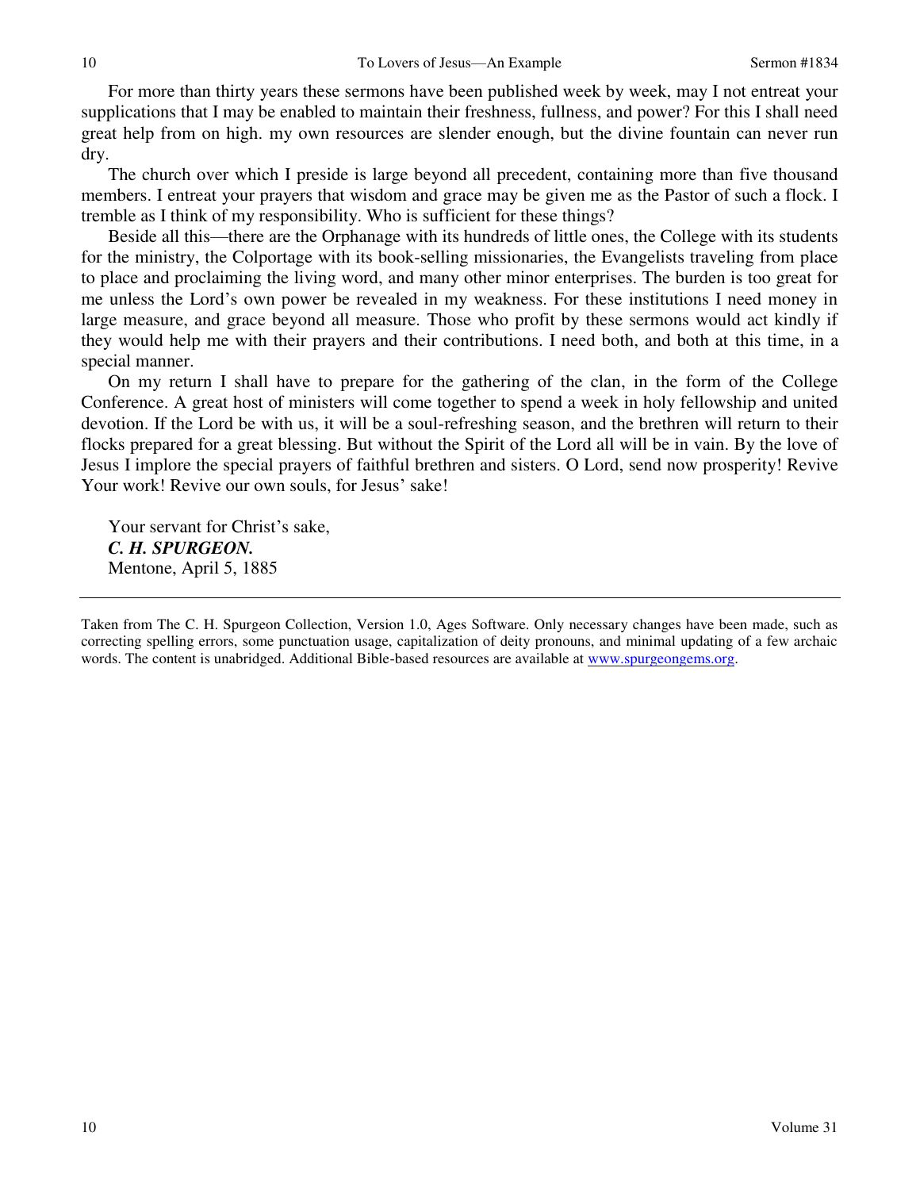For more than thirty years these sermons have been published week by week, may I not entreat your supplications that I may be enabled to maintain their freshness, fullness, and power? For this I shall need great help from on high. my own resources are slender enough, but the divine fountain can never run dry.

The church over which I preside is large beyond all precedent, containing more than five thousand members. I entreat your prayers that wisdom and grace may be given me as the Pastor of such a flock. I tremble as I think of my responsibility. Who is sufficient for these things?

Beside all this—there are the Orphanage with its hundreds of little ones, the College with its students for the ministry, the Colportage with its book-selling missionaries, the Evangelists traveling from place to place and proclaiming the living word, and many other minor enterprises. The burden is too great for me unless the Lord's own power be revealed in my weakness. For these institutions I need money in large measure, and grace beyond all measure. Those who profit by these sermons would act kindly if they would help me with their prayers and their contributions. I need both, and both at this time, in a special manner.

On my return I shall have to prepare for the gathering of the clan, in the form of the College Conference. A great host of ministers will come together to spend a week in holy fellowship and united devotion. If the Lord be with us, it will be a soul-refreshing season, and the brethren will return to their flocks prepared for a great blessing. But without the Spirit of the Lord all will be in vain. By the love of Jesus I implore the special prayers of faithful brethren and sisters. O Lord, send now prosperity! Revive Your work! Revive our own souls, for Jesus' sake!

Your servant for Christ's sake,
***C. H. SPURGEON.***
Mentone, April 5, 1885

---

Taken from The C. H. Spurgeon Collection, Version 1.0, Ages Software. Only necessary changes have been made, such as correcting spelling errors, some punctuation usage, capitalization of deity pronouns, and minimal updating of a few archaic words. The content is unabridged. Additional Bible-based resources are available at www.spurgeongems.org.